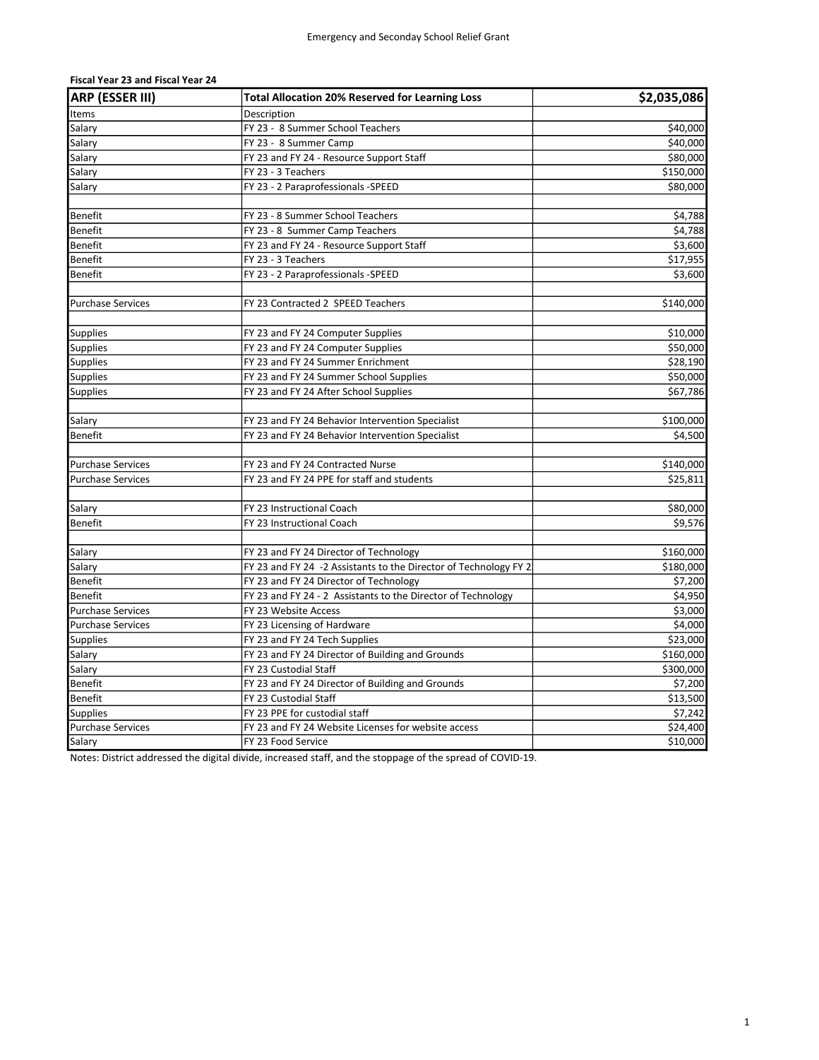Emergency and Seconday School Relief Grant

**Fiscal Year 23 and Fiscal Year 24**

| **ARP (ESSER III)** | **Total Allocation 20% Reserved for Learning Loss** | **$2,035,086** |
|---|---|---|
| Items | Description | |
| Salary | FY 23 - 8 Summer School Teachers | $40,000 |
| Salary | FY 23 - 8 Summer Camp | $40,000 |
| Salary | FY 23 and FY 24 - Resource Support Staff | $80,000 |
| Salary | FY 23 - 3 Teachers | $150,000 |
| Salary | FY 23 - 2 Paraprofessionals -SPEED | $80,000 |
| | | |
| Benefit | FY 23 - 8 Summer School Teachers | $4,788 |
| Benefit | FY 23 - 8 Summer Camp Teachers | $4,788 |
| Benefit | FY 23 and FY 24 - Resource Support Staff | $3,600 |
| Benefit | FY 23 - 3 Teachers | $17,955 |
| Benefit | FY 23 - 2 Paraprofessionals -SPEED | $3,600 |
| | | |
| Purchase Services | FY 23 Contracted 2 SPEED Teachers | $140,000 |
| | | |
| Supplies | FY 23 and FY 24 Computer Supplies | $10,000 |
| Supplies | FY 23 and FY 24 Computer Supplies | $50,000 |
| Supplies | FY 23 and FY 24 Summer Enrichment | $28,190 |
| Supplies | FY 23 and FY 24 Summer School Supplies | $50,000 |
| Supplies | FY 23 and FY 24 After School Supplies | $67,786 |
| | | |
| Salary | FY 23 and FY 24 Behavior Intervention Specialist | $100,000 |
| Benefit | FY 23 and FY 24 Behavior Intervention Specialist | $4,500 |
| | | |
| Purchase Services | FY 23 and FY 24 Contracted Nurse | $140,000 |
| Purchase Services | FY 23 and FY 24 PPE for staff and students | $25,811 |
| | | |
| Salary | FY 23 Instructional Coach | $80,000 |
| Benefit | FY 23 Instructional Coach | $9,576 |
| | | |
| Salary | FY 23 and FY 24 Director of Technology | $160,000 |
| Salary | FY 23 and FY 24 -2 Assistants to the Director of Technology FY 2 | $180,000 |
| Benefit | FY 23 and FY 24 Director of Technology | $7,200 |
| Benefit | FY 23 and FY 24 - 2 Assistants to the Director of Technology | $4,950 |
| Purchase Services | FY 23 Website Access | $3,000 |
| Purchase Services | FY 23 Licensing of Hardware | $4,000 |
| Supplies | FY 23 and FY 24 Tech Supplies | $23,000 |
| Salary | FY 23 and FY 24 Director of Building and Grounds | $160,000 |
| Salary | FY 23 Custodial Staff | $300,000 |
| Benefit | FY 23 and FY 24 Director of Building and Grounds | $7,200 |
| Benefit | FY 23 Custodial Staff | $13,500 |
| Supplies | FY 23 PPE for custodial staff | $7,242 |
| Purchase Services | FY 23 and FY 24 Website Licenses for website access | $24,400 |
| Salary | FY 23 Food Service | $10,000 |

Notes: District addressed the digital divide, increased staff, and the stoppage of the spread of COVID-19.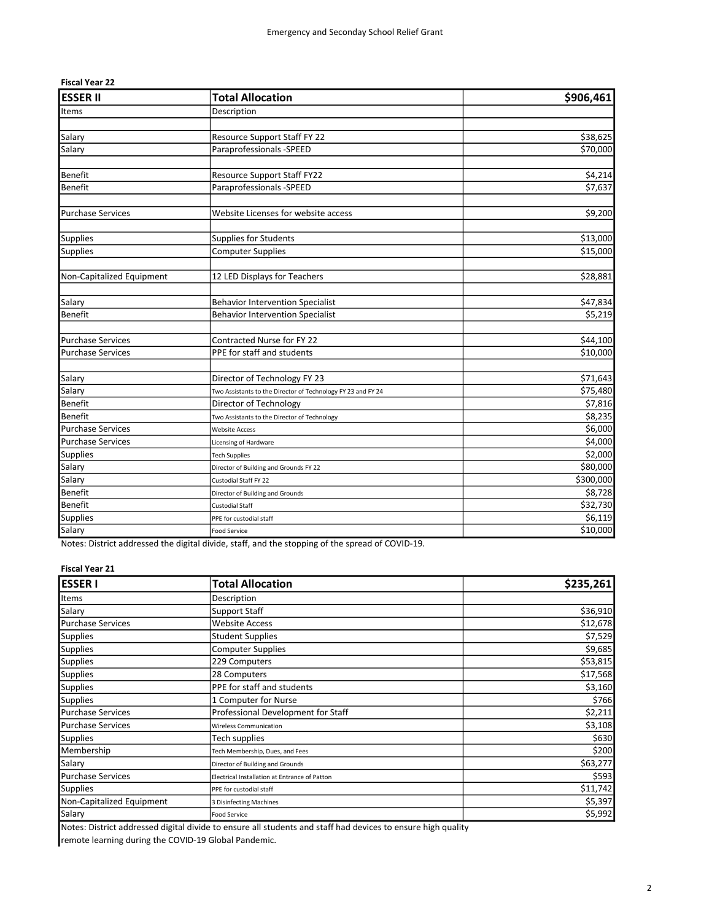Emergency and Seconday School Relief Grant

**Fiscal Year 22**

| ESSER II | Total Allocation | $906,461 |
|---|---|---|
| Items | Description | |
| | | |
| Salary | Resource Support Staff FY 22 | $38,625 |
| Salary | Paraprofessionals -SPEED | $70,000 |
| | | |
| Benefit | Resource Support Staff FY22 | $4,214 |
| Benefit | Paraprofessionals -SPEED | $7,637 |
| | | |
| Purchase Services | Website Licenses for website access | $9,200 |
| | | |
| Supplies | Supplies for Students | $13,000 |
| Supplies | Computer Supplies | $15,000 |
| | | |
| Non-Capitalized Equipment | 12 LED Displays for Teachers | $28,881 |
| | | |
| Salary | Behavior Intervention Specialist | $47,834 |
| Benefit | Behavior Intervention Specialist | $5,219 |
| | | |
| Purchase Services | Contracted Nurse for FY 22 | $44,100 |
| Purchase Services | PPE for staff and students | $10,000 |
| | | |
| Salary | Director of Technology FY 23 | $71,643 |
| Salary | Two Assistants to the Director of Technology FY 23 and FY 24 | $75,480 |
| Benefit | Director of Technology | $7,816 |
| Benefit | Two Assistants to the Director of Technology | $8,235 |
| Purchase Services | Website Access | $6,000 |
| Purchase Services | Licensing of Hardware | $4,000 |
| Supplies | Tech Supplies | $2,000 |
| Salary | Director of Building and Grounds FY 22 | $80,000 |
| Salary | Custodial Staff FY 22 | $300,000 |
| Benefit | Director of Building and Grounds | $8,728 |
| Benefit | Custodial Staff | $32,730 |
| Supplies | PPE for custodial staff | $6,119 |
| Salary | Food Service | $10,000 |

Notes: District addressed the digital divide, staff, and the stopping of the spread of COVID-19.

**Fiscal Year 21**

| ESSER I | Total Allocation | $235,261 |
|---|---|---|
| Items | Description | |
| Salary | Support Staff | $36,910 |
| Purchase Services | Website Access | $12,678 |
| Supplies | Student Supplies | $7,529 |
| Supplies | Computer Supplies | $9,685 |
| Supplies | 229 Computers | $53,815 |
| Supplies | 28 Computers | $17,568 |
| Supplies | PPE for staff and students | $3,160 |
| Supplies | 1 Computer for Nurse | $766 |
| Purchase Services | Professional Development for Staff | $2,211 |
| Purchase Services | Wireless Communication | $3,108 |
| Supplies | Tech supplies | $630 |
| Membership | Tech Membership, Dues, and Fees | $200 |
| Salary | Director of Building and Grounds | $63,277 |
| Purchase Services | Electrical Installation at Entrance of Patton | $593 |
| Supplies | PPE for custodial staff | $11,742 |
| Non-Capitalized Equipment | 3 Disinfecting Machines | $5,397 |
| Salary | Food Service | $5,992 |

Notes: District addressed digital divide to ensure all students and staff had devices to ensure high quality remote learning during the COVID-19 Global Pandemic.